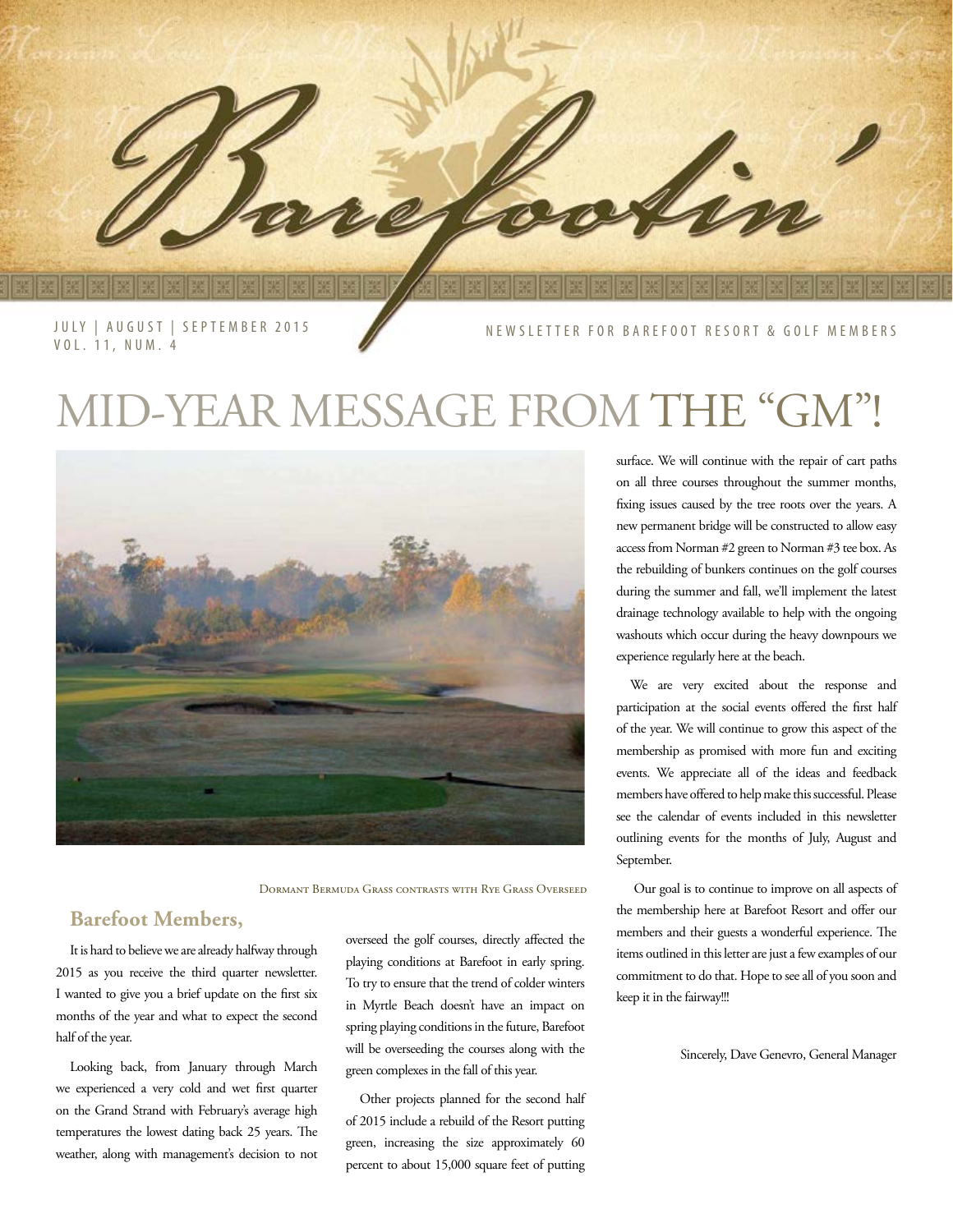# Barefootin'

JULY | AUGUST | SEPTEMBER 2015
VOL. 11, NUM. 4

NEWSLETTER FOR BAREFOOT RESORT & GOLF MEMBERS

# MID-YEAR MESSAGE FROM THE "GM"!

Dormant Bermuda Grass contrasts with Rye Grass Overseed

## Barefoot Members,

It is hard to believe we are already halfway through 2015 as you receive the third quarter newsletter. I wanted to give you a brief update on the first six months of the year and what to expect the second half of the year.

Looking back, from January through March we experienced a very cold and wet first quarter on the Grand Strand with February's average high temperatures the lowest dating back 25 years. The weather, along with management's decision to not overseed the golf courses, directly affected the playing conditions at Barefoot in early spring. To try to ensure that the trend of colder winters in Myrtle Beach doesn't have an impact on spring playing conditions in the future, Barefoot will be overseeding the courses along with the green complexes in the fall of this year.

Other projects planned for the second half of 2015 include a rebuild of the Resort putting green, increasing the size approximately 60 percent to about 15,000 square feet of putting surface. We will continue with the repair of cart paths on all three courses throughout the summer months, fixing issues caused by the tree roots over the years. A new permanent bridge will be constructed to allow easy access from Norman #2 green to Norman #3 tee box. As the rebuilding of bunkers continues on the golf courses during the summer and fall, we'll implement the latest drainage technology available to help with the ongoing washouts which occur during the heavy downpours we experience regularly here at the beach.

We are very excited about the response and participation at the social events offered the first half of the year. We will continue to grow this aspect of the membership as promised with more fun and exciting events. We appreciate all of the ideas and feedback members have offered to help make this successful. Please see the calendar of events included in this newsletter outlining events for the months of July, August and September.

Our goal is to continue to improve on all aspects of the membership here at Barefoot Resort and offer our members and their guests a wonderful experience. The items outlined in this letter are just a few examples of our commitment to do that. Hope to see all of you soon and keep it in the fairway!!!

Sincerely, Dave Genevro, General Manager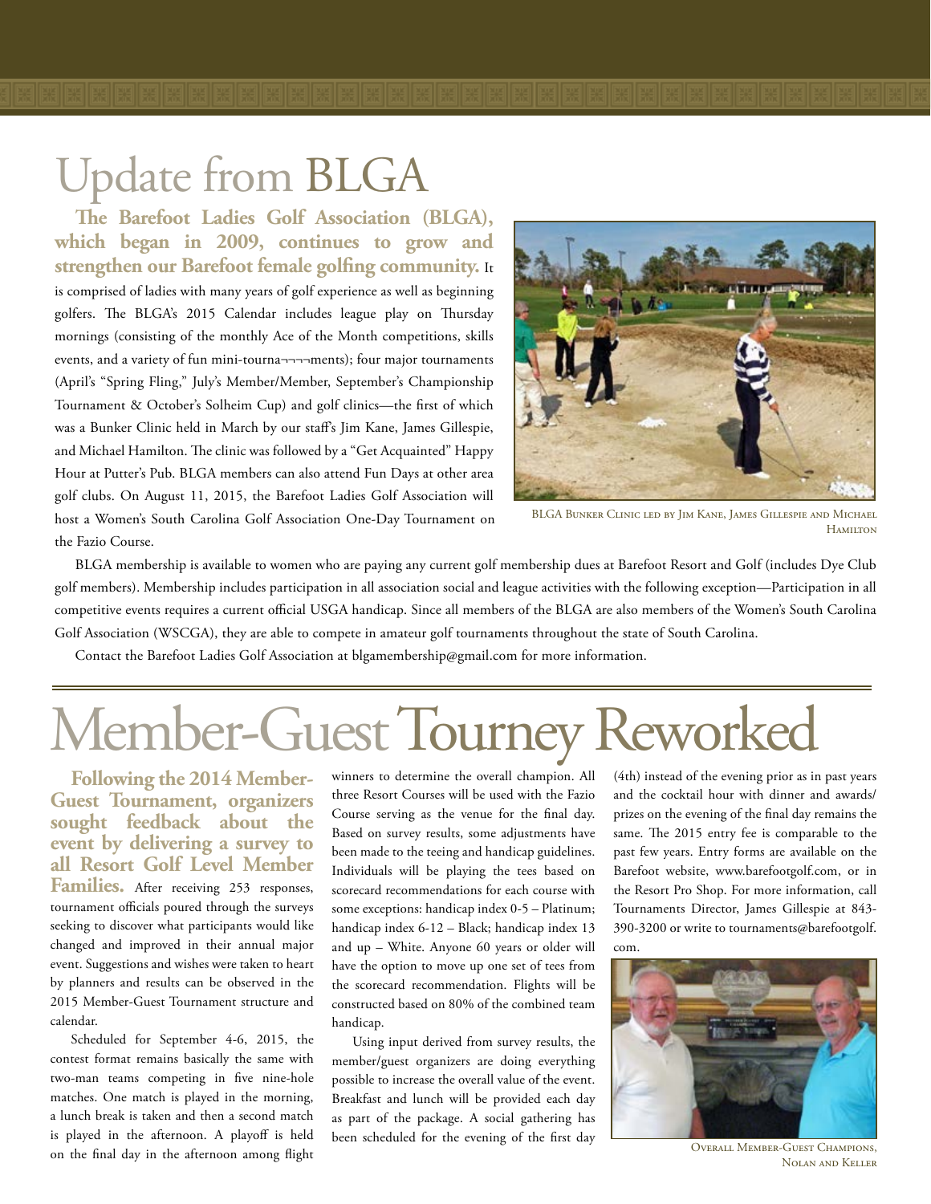# Update from BLGA

**The Barefoot Ladies Golf Association (BLGA), which began in 2009, continues to grow and strengthen our Barefoot female golfing community.** It is comprised of ladies with many years of golf experience as well as beginning golfers. The BLGA's 2015 Calendar includes league play on Thursday mornings (consisting of the monthly Ace of the Month competitions, skills events, and a variety of fun mini-tourna¬¬¬¬ments); four major tournaments (April's "Spring Fling," July's Member/Member, September's Championship Tournament & October's Solheim Cup) and golf clinics—the first of which was a Bunker Clinic held in March by our staff's Jim Kane, James Gillespie, and Michael Hamilton. The clinic was followed by a "Get Acquainted" Happy Hour at Putter's Pub. BLGA members can also attend Fun Days at other area golf clubs. On August 11, 2015, the Barefoot Ladies Golf Association will host a Women's South Carolina Golf Association One-Day Tournament on the Fazio Course.

BLGA Bunker Clinic led by Jim Kane, James Gillespie and Michael Hamilton

BLGA membership is available to women who are paying any current golf membership dues at Barefoot Resort and Golf (includes Dye Club golf members). Membership includes participation in all association social and league activities with the following exception—Participation in all competitive events requires a current official USGA handicap. Since all members of the BLGA are also members of the Women's South Carolina Golf Association (WSCGA), they are able to compete in amateur golf tournaments throughout the state of South Carolina.

Contact the Barefoot Ladies Golf Association at blgamembership@gmail.com for more information.

# Member-Guest Tourney Reworked

**Following the 2014 Member-Guest Tournament, organizers sought feedback about the event by delivering a survey to all Resort Golf Level Member Families.** After receiving 253 responses, tournament officials poured through the surveys seeking to discover what participants would like changed and improved in their annual major event. Suggestions and wishes were taken to heart by planners and results can be observed in the 2015 Member-Guest Tournament structure and calendar.

Scheduled for September 4-6, 2015, the contest format remains basically the same with two-man teams competing in five nine-hole matches. One match is played in the morning, a lunch break is taken and then a second match is played in the afternoon. A playoff is held on the final day in the afternoon among flight winners to determine the overall champion. All three Resort Courses will be used with the Fazio Course serving as the venue for the final day. Based on survey results, some adjustments have been made to the teeing and handicap guidelines. Individuals will be playing the tees based on scorecard recommendations for each course with some exceptions: handicap index 0-5 – Platinum; handicap index 6-12 – Black; handicap index 13 and up – White. Anyone 60 years or older will have the option to move up one set of tees from the scorecard recommendation. Flights will be constructed based on 80% of the combined team handicap.

Using input derived from survey results, the member/guest organizers are doing everything possible to increase the overall value of the event. Breakfast and lunch will be provided each day as part of the package. A social gathering has been scheduled for the evening of the first day (4th) instead of the evening prior as in past years and the cocktail hour with dinner and awards/prizes on the evening of the final day remains the same. The 2015 entry fee is comparable to the past few years. Entry forms are available on the Barefoot website, www.barefootgolf.com, or in the Resort Pro Shop. For more information, call Tournaments Director, James Gillespie at 843-390-3200 or write to tournaments@barefootgolf.com.

Overall Member-Guest Champions, Nolan and Keller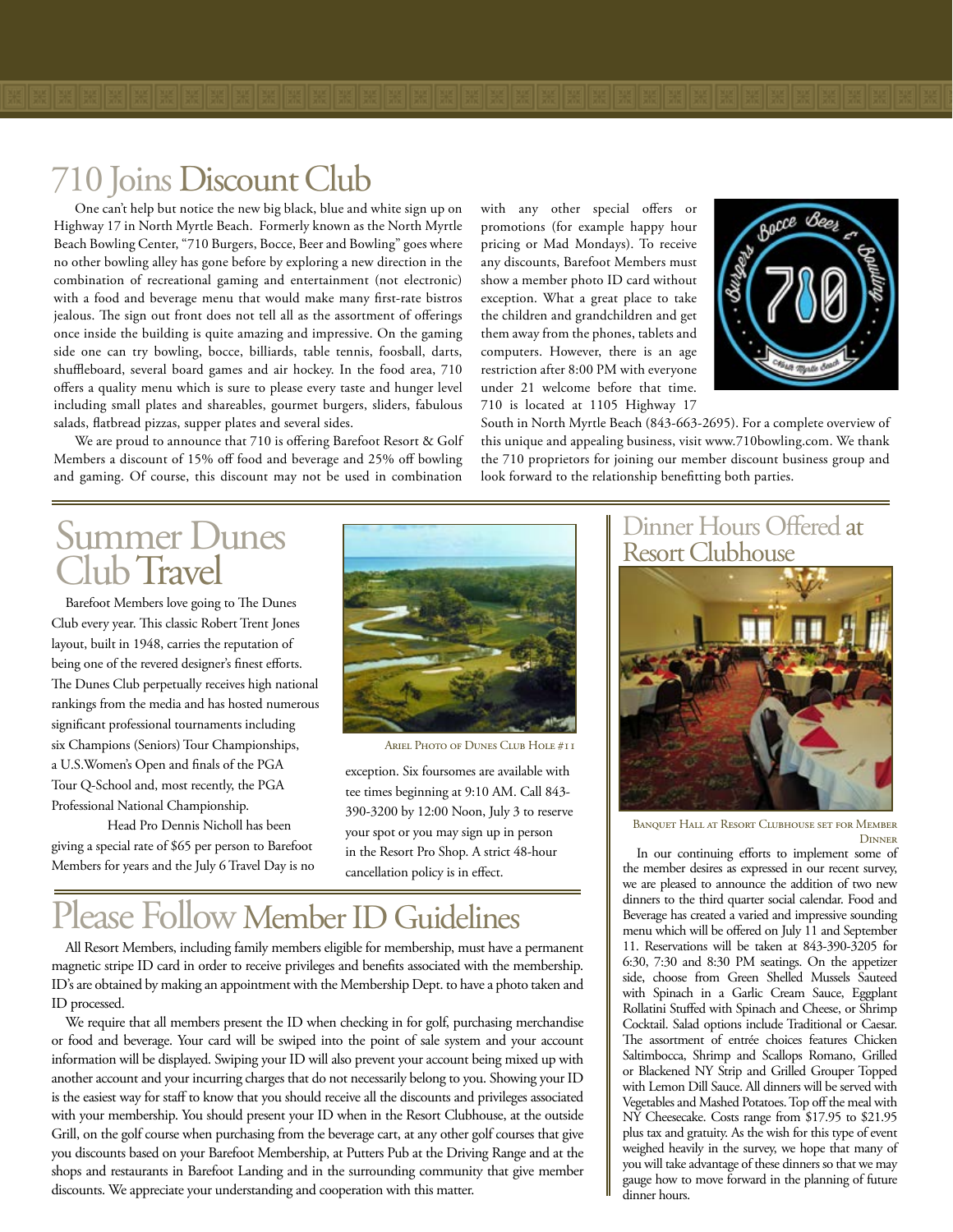# 710 Joins Discount Club

One can't help but notice the new big black, blue and white sign up on Highway 17 in North Myrtle Beach. Formerly known as the North Myrtle Beach Bowling Center, "710 Burgers, Bocce, Beer and Bowling" goes where no other bowling alley has gone before by exploring a new direction in the combination of recreational gaming and entertainment (not electronic) with a food and beverage menu that would make many first-rate bistros jealous. The sign out front does not tell all as the assortment of offerings once inside the building is quite amazing and impressive. On the gaming side one can try bowling, bocce, billiards, table tennis, foosball, darts, shuffleboard, several board games and air hockey. In the food area, 710 offers a quality menu which is sure to please every taste and hunger level including small plates and shareables, gourmet burgers, sliders, fabulous salads, flatbread pizzas, supper plates and several sides.

We are proud to announce that 710 is offering Barefoot Resort & Golf Members a discount of 15% off food and beverage and 25% off bowling and gaming. Of course, this discount may not be used in combination with any other special offers or promotions (for example happy hour pricing or Mad Mondays). To receive any discounts, Barefoot Members must show a member photo ID card without exception. What a great place to take the children and grandchildren and get them away from the phones, tablets and computers. However, there is an age restriction after 8:00 PM with everyone under 21 welcome before that time. 710 is located at 1105 Highway 17 South in North Myrtle Beach (843-663-2695). For a complete overview of this unique and appealing business, visit www.710bowling.com. We thank the 710 proprietors for joining our member discount business group and look forward to the relationship benefitting both parties.

# Summer Dunes Club Travel

Barefoot Members love going to The Dunes Club every year. This classic Robert Trent Jones layout, built in 1948, carries the reputation of being one of the revered designer's finest efforts. The Dunes Club perpetually receives high national rankings from the media and has hosted numerous significant professional tournaments including six Champions (Seniors) Tour Championships, a U.S.Women's Open and finals of the PGA Tour Q-School and, most recently, the PGA Professional National Championship.

Head Pro Dennis Nicholl has been giving a special rate of $65 per person to Barefoot Members for years and the July 6 Travel Day is no exception. Six foursomes are available with tee times beginning at 9:10 AM. Call 843-390-3200 by 12:00 Noon, July 3 to reserve your spot or you may sign up in person in the Resort Pro Shop. A strict 48-hour cancellation policy is in effect.

Ariel Photo of Dunes Club Hole #11

# Please Follow Member ID Guidelines

All Resort Members, including family members eligible for membership, must have a permanent magnetic stripe ID card in order to receive privileges and benefits associated with the membership. ID's are obtained by making an appointment with the Membership Dept. to have a photo taken and ID processed.

We require that all members present the ID when checking in for golf, purchasing merchandise or food and beverage. Your card will be swiped into the point of sale system and your account information will be displayed. Swiping your ID will also prevent your account being mixed up with another account and your incurring charges that do not necessarily belong to you. Showing your ID is the easiest way for staff to know that you should receive all the discounts and privileges associated with your membership. You should present your ID when in the Resort Clubhouse, at the outside Grill, on the golf course when purchasing from the beverage cart, at any other golf courses that give you discounts based on your Barefoot Membership, at Putters Pub at the Driving Range and at the shops and restaurants in Barefoot Landing and in the surrounding community that give member discounts. We appreciate your understanding and cooperation with this matter.

# Dinner Hours Offered at Resort Clubhouse

Banquet Hall at Resort Clubhouse set for Member Dinner

In our continuing efforts to implement some of the member desires as expressed in our recent survey, we are pleased to announce the addition of two new dinners to the third quarter social calendar. Food and Beverage has created a varied and impressive sounding menu which will be offered on July 11 and September 11. Reservations will be taken at 843-390-3205 for 6:30, 7:30 and 8:30 PM seatings. On the appetizer side, choose from Green Shelled Mussels Sauteed with Spinach in a Garlic Cream Sauce, Eggplant Rollatini Stuffed with Spinach and Cheese, or Shrimp Cocktail. Salad options include Traditional or Caesar. The assortment of entrée choices features Chicken Saltimbocca, Shrimp and Scallops Romano, Grilled or Blackened NY Strip and Grilled Grouper Topped with Lemon Dill Sauce. All dinners will be served with Vegetables and Mashed Potatoes. Top off the meal with NY Cheesecake. Costs range from $17.95 to $21.95 plus tax and gratuity. As the wish for this type of event weighed heavily in the survey, we hope that many of you will take advantage of these dinners so that we may gauge how to move forward in the planning of future dinner hours.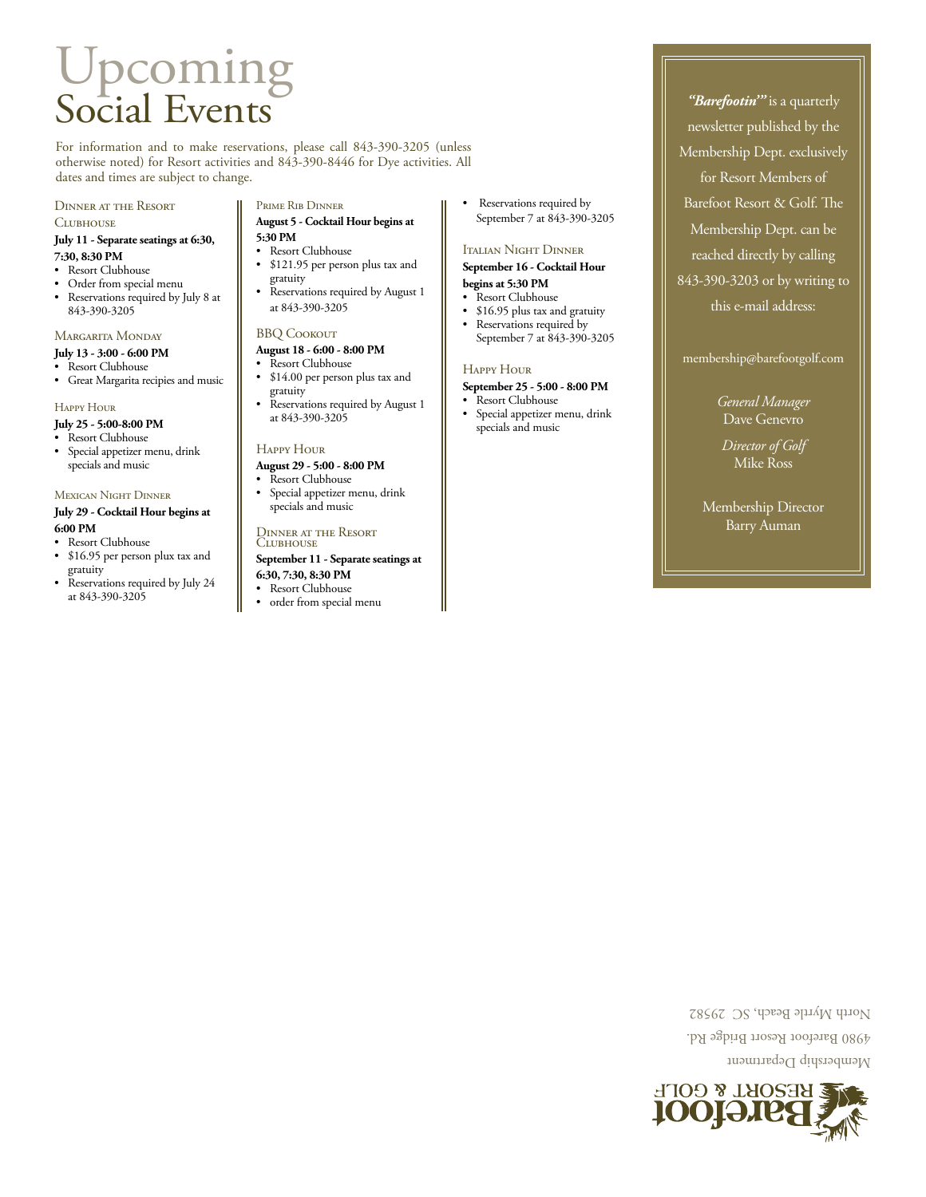# Upcoming Social Events

For information and to make reservations, please call 843-390-3205 (unless otherwise noted) for Resort activities and 843-390-8446 for Dye activities. All dates and times are subject to change.

### Dinner at the Resort Clubhouse

**July 11 - Separate seatings at 6:30, 7:30, 8:30 PM**

- Resort Clubhouse
- Order from special menu
- Reservations required by July 8 at 843-390-3205

### Margarita Monday

**July 13 - 3:00 - 6:00 PM**

- Resort Clubhouse
- Great Margarita recipies and music

### Happy Hour

**July 25 - 5:00-8:00 PM**

- Resort Clubhouse
- Special appetizer menu, drink specials and music

### Mexican Night Dinner

**July 29 - Cocktail Hour begins at 6:00 PM**

- Resort Clubhouse
- $16.95 per person plux tax and gratuity
- Reservations required by July 24 at 843-390-3205

### Prime Rib Dinner

**August 5 - Cocktail Hour begins at 5:30 PM**

- Resort Clubhouse
- $121.95 per person plus tax and gratuity
- Reservations required by August 1 at 843-390-3205

### BBQ Cookout

**August 18 - 6:00 - 8:00 PM**

- Resort Clubhouse
- $14.00 per person plus tax and gratuity
- Reservations required by August 1 at 843-390-3205

### Happy Hour

**August 29 - 5:00 - 8:00 PM**

- Resort Clubhouse
- Special appetizer menu, drink specials and music

### Dinner at the Resort Clubhouse

**September 11 - Separate seatings at 6:30, 7:30, 8:30 PM**

- Resort Clubhouse
- order from special menu
- Reservations required by September 7 at 843-390-3205

### Italian Night Dinner

**September 16 - Cocktail Hour begins at 5:30 PM**

- Resort Clubhouse
- $16.95 plus tax and gratuity
- Reservations required by September 7 at 843-390-3205

### Happy Hour

**September 25 - 5:00 - 8:00 PM**

- Resort Clubhouse
- Special appetizer menu, drink specials and music

***"Barefootin'"*** is a quarterly newsletter published by the Membership Dept. exclusively for Resort Members of Barefoot Resort & Golf. The Membership Dept. can be reached directly by calling 843-390-3203 or by writing to this e-mail address:

membership@barefootgolf.com

*General Manager*
Dave Genevro

*Director of Golf*
Mike Ross

Membership Director
Barry Auman

Barefoot Resort & Golf

Membership Department
4980 Barefoot Resort Bridge Rd.
North Myrtle Beach, SC 29582